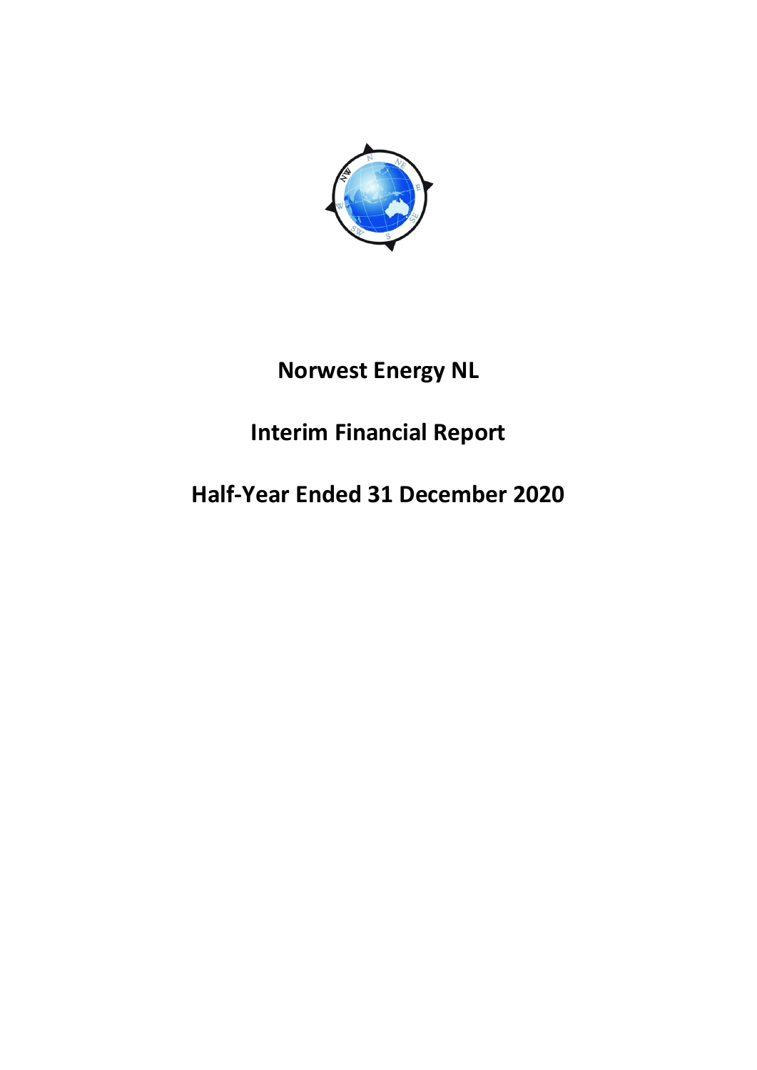# Norwest Energy NL

# Interim Financial Report

# Half-Year Ended 31 December 2020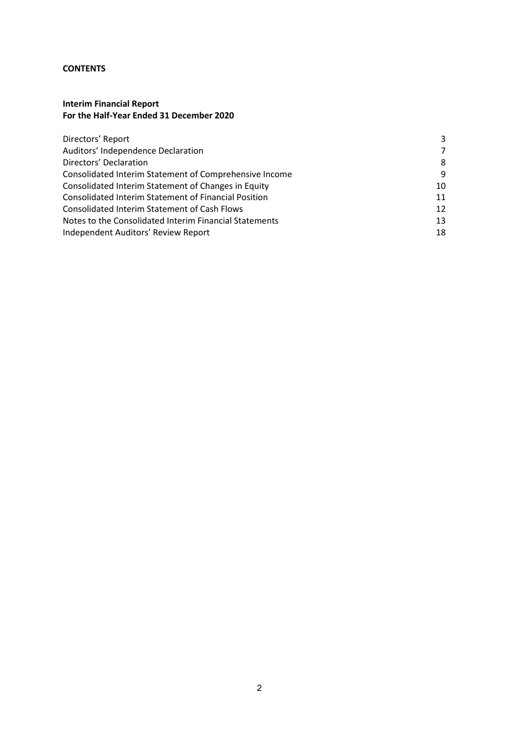**CONTENTS**

**Interim Financial Report**
**For the Half-Year Ended 31 December 2020**

| | |
|---|---|
| Directors' Report | 3 |
| Auditors' Independence Declaration | 7 |
| Directors' Declaration | 8 |
| Consolidated Interim Statement of Comprehensive Income | 9 |
| Consolidated Interim Statement of Changes in Equity | 10 |
| Consolidated Interim Statement of Financial Position | 11 |
| Consolidated Interim Statement of Cash Flows | 12 |
| Notes to the Consolidated Interim Financial Statements | 13 |
| Independent Auditors' Review Report | 18 |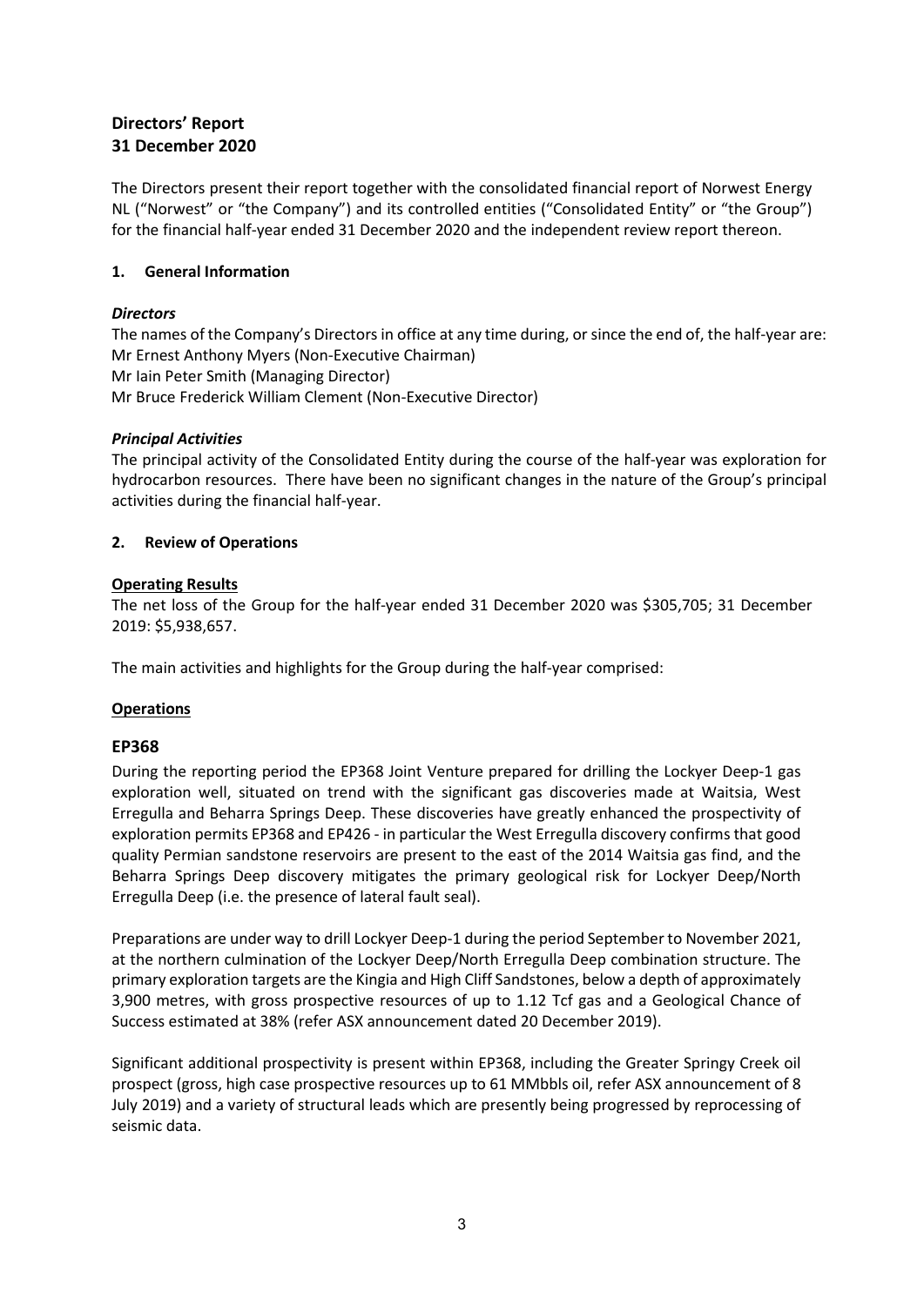# Directors' Report
# 31 December 2020

The Directors present their report together with the consolidated financial report of Norwest Energy NL ("Norwest" or "the Company") and its controlled entities ("Consolidated Entity" or "the Group") for the financial half-year ended 31 December 2020 and the independent review report thereon.

## 1. General Information

***Directors***

The names of the Company's Directors in office at any time during, or since the end of, the half-year are:
Mr Ernest Anthony Myers (Non-Executive Chairman)
Mr Iain Peter Smith (Managing Director)
Mr Bruce Frederick William Clement (Non-Executive Director)

***Principal Activities***

The principal activity of the Consolidated Entity during the course of the half-year was exploration for hydrocarbon resources. There have been no significant changes in the nature of the Group's principal activities during the financial half-year.

## 2. Review of Operations

**Operating Results**

The net loss of the Group for the half-year ended 31 December 2020 was \$305,705; 31 December 2019: \$5,938,657.

The main activities and highlights for the Group during the half-year comprised:

**Operations**

### EP368

During the reporting period the EP368 Joint Venture prepared for drilling the Lockyer Deep-1 gas exploration well, situated on trend with the significant gas discoveries made at Waitsia, West Erregulla and Beharra Springs Deep. These discoveries have greatly enhanced the prospectivity of exploration permits EP368 and EP426 - in particular the West Erregulla discovery confirms that good quality Permian sandstone reservoirs are present to the east of the 2014 Waitsia gas find, and the Beharra Springs Deep discovery mitigates the primary geological risk for Lockyer Deep/North Erregulla Deep (i.e. the presence of lateral fault seal).

Preparations are under way to drill Lockyer Deep-1 during the period September to November 2021, at the northern culmination of the Lockyer Deep/North Erregulla Deep combination structure. The primary exploration targets are the Kingia and High Cliff Sandstones, below a depth of approximately 3,900 metres, with gross prospective resources of up to 1.12 Tcf gas and a Geological Chance of Success estimated at 38% (refer ASX announcement dated 20 December 2019).

Significant additional prospectivity is present within EP368, including the Greater Springy Creek oil prospect (gross, high case prospective resources up to 61 MMbbls oil, refer ASX announcement of 8 July 2019) and a variety of structural leads which are presently being progressed by reprocessing of seismic data.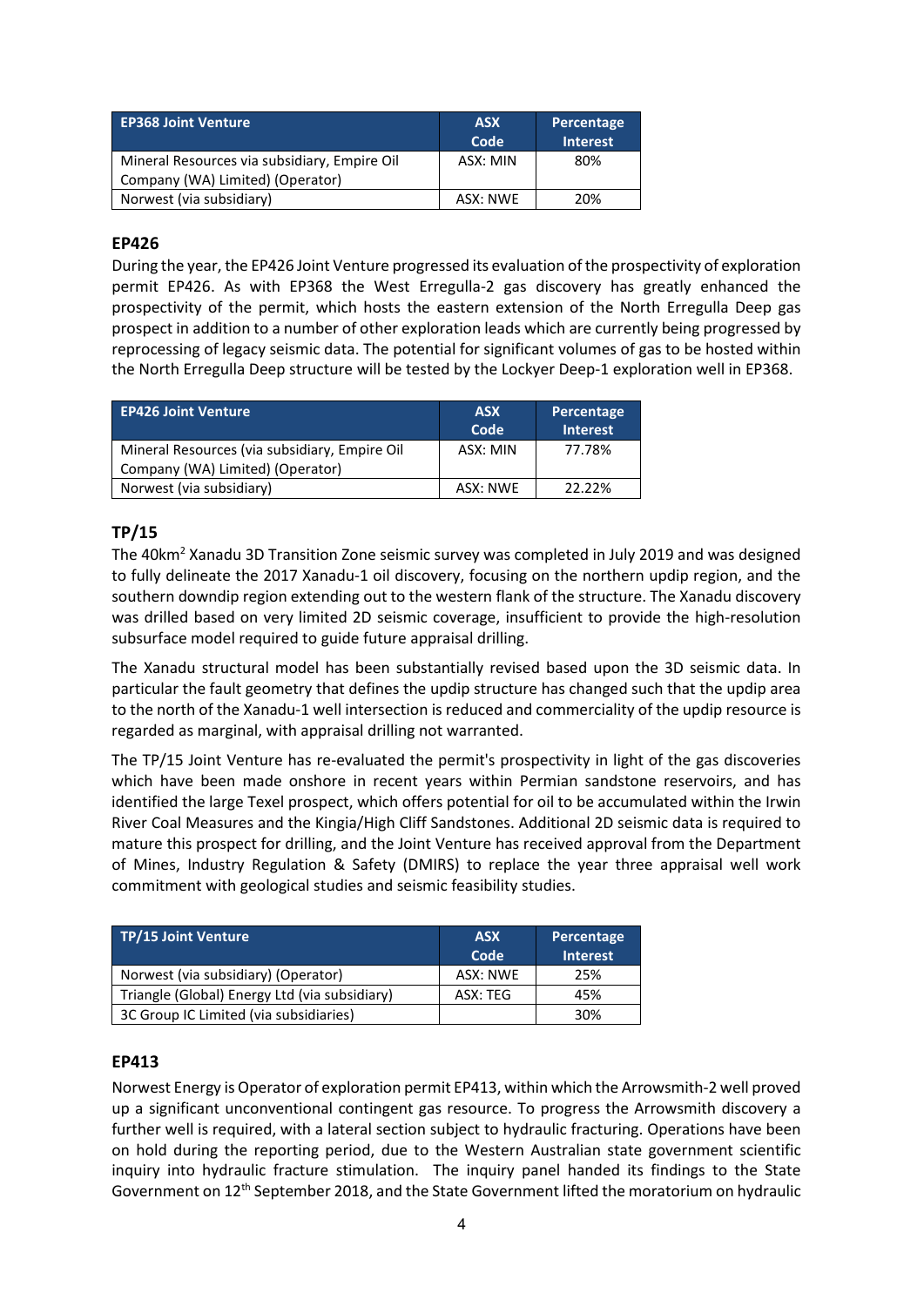| EP368 Joint Venture | ASX Code | Percentage Interest |
|---|---|---|
| Mineral Resources via subsidiary, Empire Oil Company (WA) Limited) (Operator) | ASX: MIN | 80% |
| Norwest (via subsidiary) | ASX: NWE | 20% |

## EP426

During the year, the EP426 Joint Venture progressed its evaluation of the prospectivity of exploration permit EP426. As with EP368 the West Erregulla-2 gas discovery has greatly enhanced the prospectivity of the permit, which hosts the eastern extension of the North Erregulla Deep gas prospect in addition to a number of other exploration leads which are currently being progressed by reprocessing of legacy seismic data. The potential for significant volumes of gas to be hosted within the North Erregulla Deep structure will be tested by the Lockyer Deep-1 exploration well in EP368.

| EP426 Joint Venture | ASX Code | Percentage Interest |
|---|---|---|
| Mineral Resources (via subsidiary, Empire Oil Company (WA) Limited) (Operator) | ASX: MIN | 77.78% |
| Norwest (via subsidiary) | ASX: NWE | 22.22% |

## TP/15

The 40km$^2$ Xanadu 3D Transition Zone seismic survey was completed in July 2019 and was designed to fully delineate the 2017 Xanadu-1 oil discovery, focusing on the northern updip region, and the southern downdip region extending out to the western flank of the structure. The Xanadu discovery was drilled based on very limited 2D seismic coverage, insufficient to provide the high-resolution subsurface model required to guide future appraisal drilling.

The Xanadu structural model has been substantially revised based upon the 3D seismic data. In particular the fault geometry that defines the updip structure has changed such that the updip area to the north of the Xanadu-1 well intersection is reduced and commerciality of the updip resource is regarded as marginal, with appraisal drilling not warranted.

The TP/15 Joint Venture has re-evaluated the permit's prospectivity in light of the gas discoveries which have been made onshore in recent years within Permian sandstone reservoirs, and has identified the large Texel prospect, which offers potential for oil to be accumulated within the Irwin River Coal Measures and the Kingia/High Cliff Sandstones. Additional 2D seismic data is required to mature this prospect for drilling, and the Joint Venture has received approval from the Department of Mines, Industry Regulation & Safety (DMIRS) to replace the year three appraisal well work commitment with geological studies and seismic feasibility studies.

| TP/15 Joint Venture | ASX Code | Percentage Interest |
|---|---|---|
| Norwest (via subsidiary) (Operator) | ASX: NWE | 25% |
| Triangle (Global) Energy Ltd (via subsidiary) | ASX: TEG | 45% |
| 3C Group IC Limited (via subsidiaries) | | 30% |

## EP413

Norwest Energy is Operator of exploration permit EP413, within which the Arrowsmith-2 well proved up a significant unconventional contingent gas resource. To progress the Arrowsmith discovery a further well is required, with a lateral section subject to hydraulic fracturing. Operations have been on hold during the reporting period, due to the Western Australian state government scientific inquiry into hydraulic fracture stimulation. The inquiry panel handed its findings to the State Government on 12th September 2018, and the State Government lifted the moratorium on hydraulic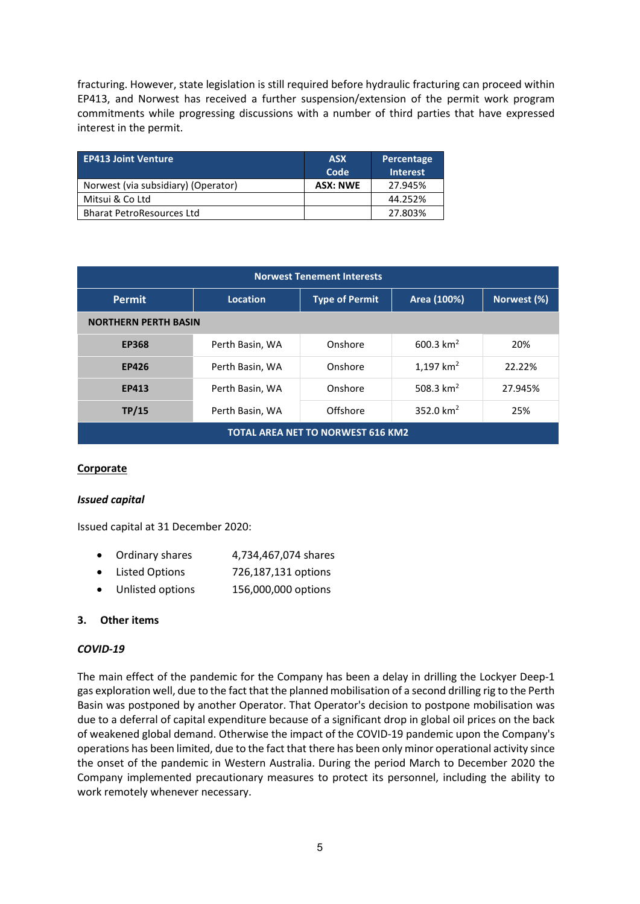fracturing. However, state legislation is still required before hydraulic fracturing can proceed within EP413, and Norwest has received a further suspension/extension of the permit work program commitments while progressing discussions with a number of third parties that have expressed interest in the permit.

| EP413 Joint Venture | ASX Code | Percentage Interest |
|---|---|---|
| Norwest (via subsidiary) (Operator) | **ASX: NWE** | 27.945% |
| Mitsui & Co Ltd | | 44.252% |
| Bharat PetroResources Ltd | | 27.803% |

| Norwest Tenement Interests | | | | |
|---|---|---|---|---|
| **Permit** | **Location** | **Type of Permit** | **Area (100%)** | **Norwest (%)** |
| **NORTHERN PERTH BASIN** | | | | |
| **EP368** | Perth Basin, WA | Onshore | 600.3 $km^2$ | 20% |
| **EP426** | Perth Basin, WA | Onshore | 1,197 $km^2$ | 22.22% |
| **EP413** | Perth Basin, WA | Onshore | 508.3 $km^2$ | 27.945% |
| **TP/15** | Perth Basin, WA | Offshore | 352.0 $km^2$ | 25% |
| **TOTAL AREA NET TO NORWEST 616 KM2** | | | | |

## Corporate

### *Issued capital*

Issued capital at 31 December 2020:

- Ordinary shares 4,734,467,074 shares
- Listed Options 726,187,131 options
- Unlisted options 156,000,000 options

## 3. Other items

### *COVID-19*

The main effect of the pandemic for the Company has been a delay in drilling the Lockyer Deep-1 gas exploration well, due to the fact that the planned mobilisation of a second drilling rig to the Perth Basin was postponed by another Operator. That Operator's decision to postpone mobilisation was due to a deferral of capital expenditure because of a significant drop in global oil prices on the back of weakened global demand. Otherwise the impact of the COVID-19 pandemic upon the Company's operations has been limited, due to the fact that there has been only minor operational activity since the onset of the pandemic in Western Australia. During the period March to December 2020 the Company implemented precautionary measures to protect its personnel, including the ability to work remotely whenever necessary.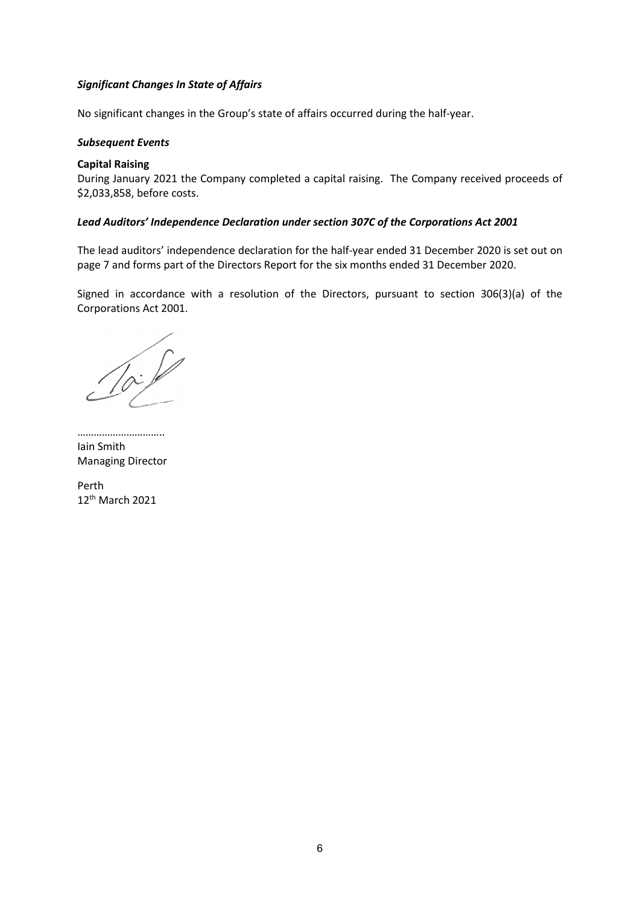### *Significant Changes In State of Affairs*

No significant changes in the Group's state of affairs occurred during the half-year.

### *Subsequent Events*

**Capital Raising**

During January 2021 the Company completed a capital raising. The Company received proceeds of $2,033,858, before costs.

### *Lead Auditors' Independence Declaration under section 307C of the Corporations Act 2001*

The lead auditors' independence declaration for the half-year ended 31 December 2020 is set out on page 7 and forms part of the Directors Report for the six months ended 31 December 2020.

Signed in accordance with a resolution of the Directors, pursuant to section 306(3)(a) of the Corporations Act 2001.

…………………………..
Iain Smith
Managing Director

Perth
12th March 2021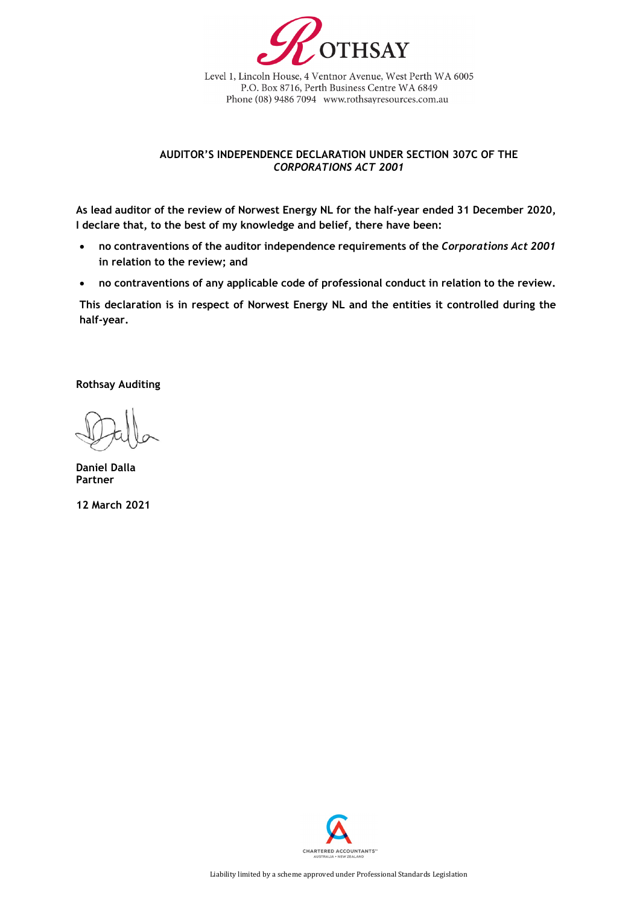ROTHSAY

Level 1, Lincoln House, 4 Ventnor Avenue, West Perth WA 6005
P.O. Box 8716, Perth Business Centre WA 6849
Phone (08) 9486 7094 www.rothsayresources.com.au

## AUDITOR'S INDEPENDENCE DECLARATION UNDER SECTION 307C OF THE *CORPORATIONS ACT 2001*

**As lead auditor of the review of Norwest Energy NL for the half-year ended 31 December 2020, I declare that, to the best of my knowledge and belief, there have been:**

- **no contraventions of the auditor independence requirements of the *Corporations Act 2001* in relation to the review; and**
- **no contraventions of any applicable code of professional conduct in relation to the review.**

**This declaration is in respect of Norwest Energy NL and the entities it controlled during the half-year.**

**Rothsay Auditing**

**Daniel Dalla**
**Partner**

**12 March 2021**

CHARTERED ACCOUNTANTS AUSTRALIA • NEW ZEALAND

Liability limited by a scheme approved under Professional Standards Legislation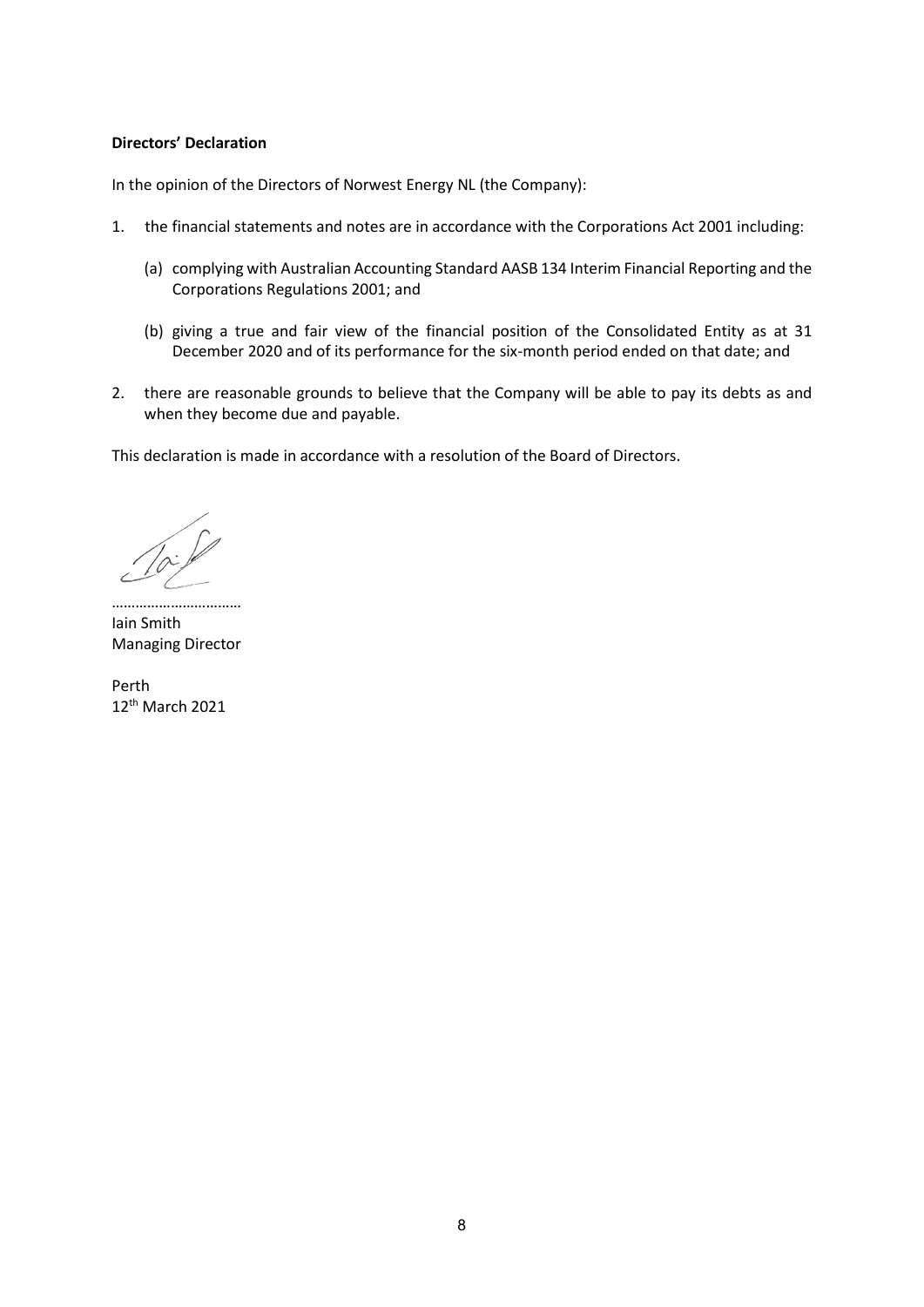**Directors' Declaration**

In the opinion of the Directors of Norwest Energy NL (the Company):

1. the financial statements and notes are in accordance with the Corporations Act 2001 including:

   (a) complying with Australian Accounting Standard AASB 134 Interim Financial Reporting and the Corporations Regulations 2001; and

   (b) giving a true and fair view of the financial position of the Consolidated Entity as at 31 December 2020 and of its performance for the six-month period ended on that date; and

2. there are reasonable grounds to believe that the Company will be able to pay its debts as and when they become due and payable.

This declaration is made in accordance with a resolution of the Board of Directors.

……………………………
Iain Smith
Managing Director

Perth
12th March 2021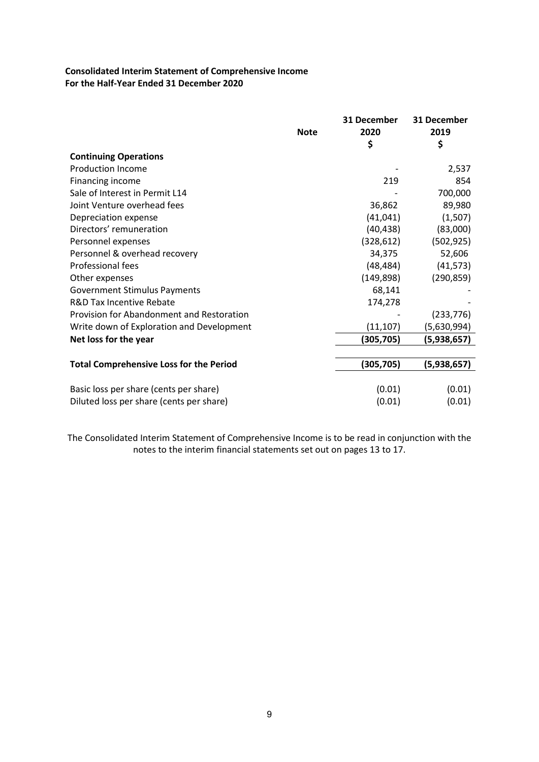**Consolidated Interim Statement of Comprehensive Income**
**For the Half-Year Ended 31 December 2020**

| | Note | 31 December 2020 $ | 31 December 2019 $ |
|---|---|---|---|
| **Continuing Operations** | | | |
| Production Income | | - | 2,537 |
| Financing income | | 219 | 854 |
| Sale of Interest in Permit L14 | | - | 700,000 |
| Joint Venture overhead fees | | 36,862 | 89,980 |
| Depreciation expense | | (41,041) | (1,507) |
| Directors' remuneration | | (40,438) | (83,000) |
| Personnel expenses | | (328,612) | (502,925) |
| Personnel & overhead recovery | | 34,375 | 52,606 |
| Professional fees | | (48,484) | (41,573) |
| Other expenses | | (149,898) | (290,859) |
| Government Stimulus Payments | | 68,141 | - |
| R&D Tax Incentive Rebate | | 174,278 | - |
| Provision for Abandonment and Restoration | | - | (233,776) |
| Write down of Exploration and Development | | (11,107) | (5,630,994) |
| **Net loss for the year** | | **(305,705)** | **(5,938,657)** |
| | | | |
| **Total Comprehensive Loss for the Period** | | **(305,705)** | **(5,938,657)** |
| | | | |
| Basic loss per share (cents per share) | | (0.01) | (0.01) |
| Diluted loss per share (cents per share) | | (0.01) | (0.01) |

The Consolidated Interim Statement of Comprehensive Income is to be read in conjunction with the notes to the interim financial statements set out on pages 13 to 17.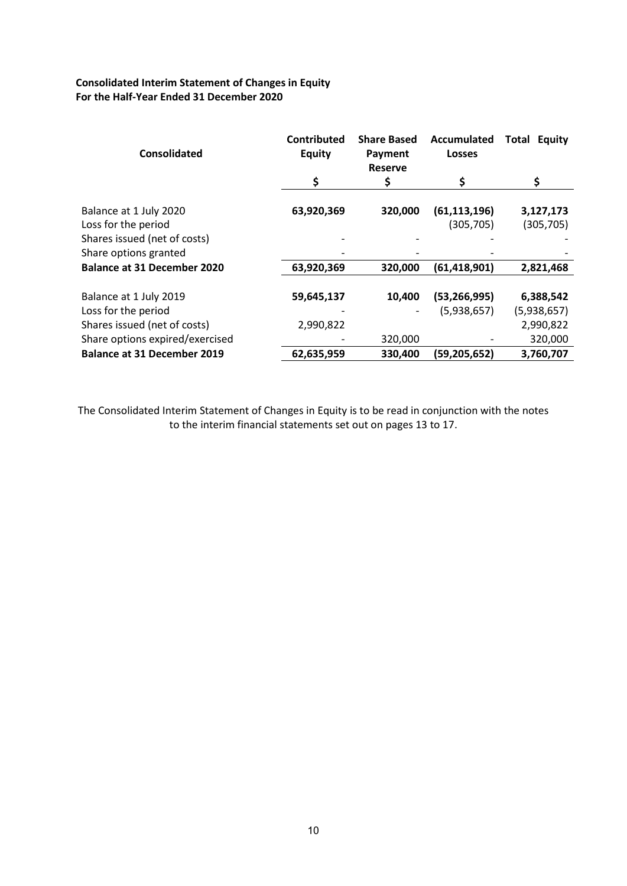**Consolidated Interim Statement of Changes in Equity**
**For the Half-Year Ended 31 December 2020**

| Consolidated | Contributed Equity | Share Based Payment Reserve | Accumulated Losses | Total Equity |
|---|---|---|---|---|
| | $ | $ | $ | $ |
| Balance at 1 July 2020 | **63,920,369** | **320,000** | **(61,113,196)** | **3,127,173** |
| Loss for the period | | | (305,705) | (305,705) |
| Shares issued (net of costs) | - | - | - | - |
| Share options granted | - | - | - | - |
| **Balance at 31 December 2020** | **63,920,369** | **320,000** | **(61,418,901)** | **2,821,468** |
| | | | | |
| Balance at 1 July 2019 | **59,645,137** | **10,400** | **(53,266,995)** | **6,388,542** |
| Loss for the period | - | - | (5,938,657) | (5,938,657) |
| Shares issued (net of costs) | 2,990,822 | | | 2,990,822 |
| Share options expired/exercised | - | 320,000 | - | 320,000 |
| **Balance at 31 December 2019** | **62,635,959** | **330,400** | **(59,205,652)** | **3,760,707** |

The Consolidated Interim Statement of Changes in Equity is to be read in conjunction with the notes to the interim financial statements set out on pages 13 to 17.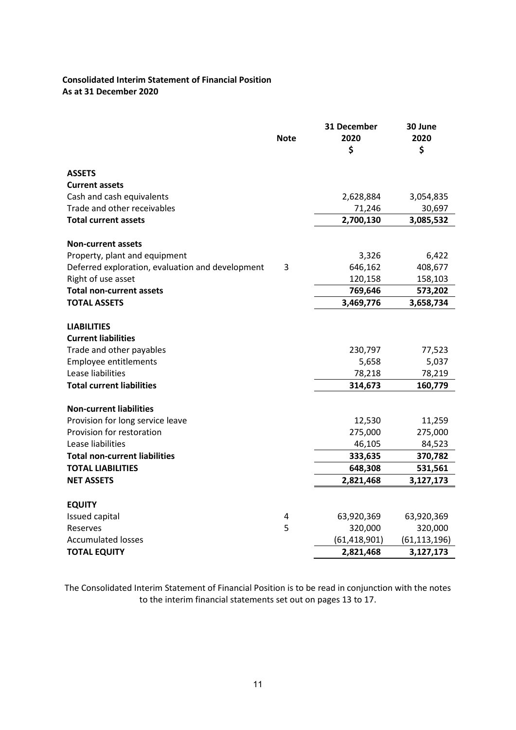**Consolidated Interim Statement of Financial Position**
**As at 31 December 2020**

| | Note | 31 December 2020 $ | 30 June 2020 $ |
|---|---|---|---|
| **ASSETS** | | | |
| **Current assets** | | | |
| Cash and cash equivalents | | 2,628,884 | 3,054,835 |
| Trade and other receivables | | 71,246 | 30,697 |
| **Total current assets** | | **2,700,130** | **3,085,532** |
| | | | |
| **Non-current assets** | | | |
| Property, plant and equipment | | 3,326 | 6,422 |
| Deferred exploration, evaluation and development | 3 | 646,162 | 408,677 |
| Right of use asset | | 120,158 | 158,103 |
| **Total non-current assets** | | **769,646** | **573,202** |
| **TOTAL ASSETS** | | **3,469,776** | **3,658,734** |
| | | | |
| **LIABILITIES** | | | |
| **Current liabilities** | | | |
| Trade and other payables | | 230,797 | 77,523 |
| Employee entitlements | | 5,658 | 5,037 |
| Lease liabilities | | 78,218 | 78,219 |
| **Total current liabilities** | | **314,673** | **160,779** |
| | | | |
| **Non-current liabilities** | | | |
| Provision for long service leave | | 12,530 | 11,259 |
| Provision for restoration | | 275,000 | 275,000 |
| Lease liabilities | | 46,105 | 84,523 |
| **Total non-current liabilities** | | **333,635** | **370,782** |
| **TOTAL LIABILITIES** | | **648,308** | **531,561** |
| **NET ASSETS** | | **2,821,468** | **3,127,173** |
| | | | |
| **EQUITY** | | | |
| Issued capital | 4 | 63,920,369 | 63,920,369 |
| Reserves | 5 | 320,000 | 320,000 |
| Accumulated losses | | (61,418,901) | (61,113,196) |
| **TOTAL EQUITY** | | **2,821,468** | **3,127,173** |

The Consolidated Interim Statement of Financial Position is to be read in conjunction with the notes to the interim financial statements set out on pages 13 to 17.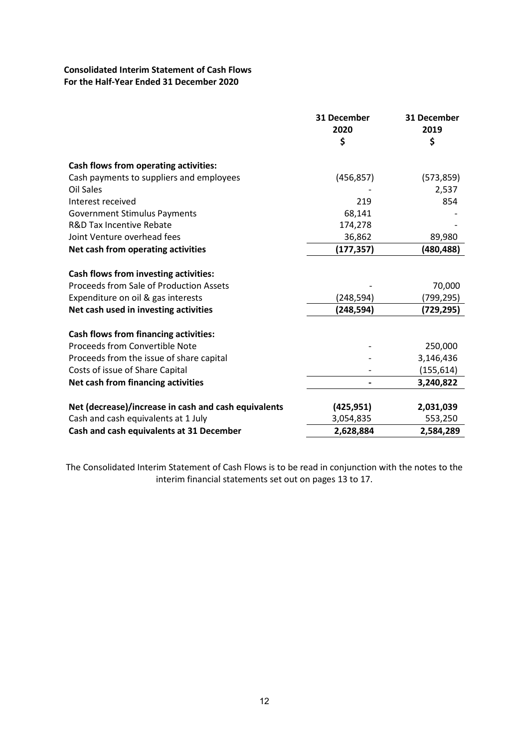**Consolidated Interim Statement of Cash Flows**
**For the Half-Year Ended 31 December 2020**

| | 31 December 2020 $ | 31 December 2019 $ |
|---|---|---|
| **Cash flows from operating activities:** | | |
| Cash payments to suppliers and employees | (456,857) | (573,859) |
| Oil Sales | - | 2,537 |
| Interest received | 219 | 854 |
| Government Stimulus Payments | 68,141 | - |
| R&D Tax Incentive Rebate | 174,278 | - |
| Joint Venture overhead fees | 36,862 | 89,980 |
| **Net cash from operating activities** | **(177,357)** | **(480,488)** |
| **Cash flows from investing activities:** | | |
| Proceeds from Sale of Production Assets | - | 70,000 |
| Expenditure on oil & gas interests | (248,594) | (799,295) |
| **Net cash used in investing activities** | **(248,594)** | **(729,295)** |
| **Cash flows from financing activities:** | | |
| Proceeds from Convertible Note | - | 250,000 |
| Proceeds from the issue of share capital | - | 3,146,436 |
| Costs of issue of Share Capital | - | (155,614) |
| **Net cash from financing activities** | **-** | **3,240,822** |
| **Net (decrease)/increase in cash and cash equivalents** | **(425,951)** | **2,031,039** |
| Cash and cash equivalents at 1 July | 3,054,835 | 553,250 |
| **Cash and cash equivalents at 31 December** | **2,628,884** | **2,584,289** |

The Consolidated Interim Statement of Cash Flows is to be read in conjunction with the notes to the interim financial statements set out on pages 13 to 17.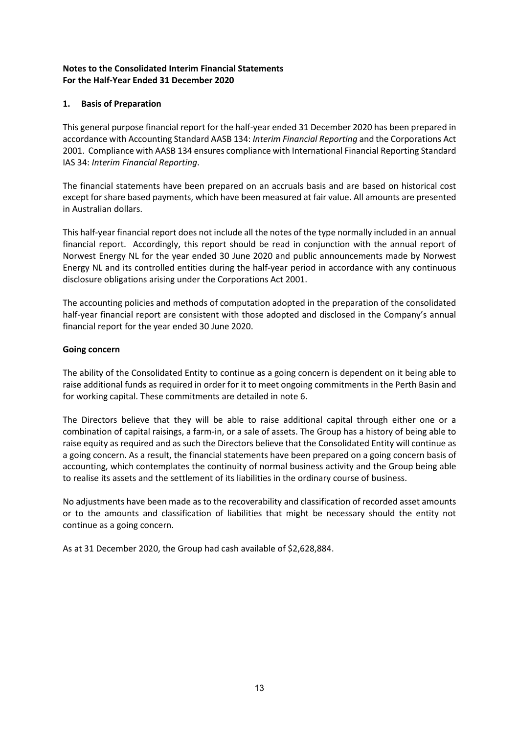**Notes to the Consolidated Interim Financial Statements**
**For the Half-Year Ended 31 December 2020**

## 1. Basis of Preparation

This general purpose financial report for the half-year ended 31 December 2020 has been prepared in accordance with Accounting Standard AASB 134: *Interim Financial Reporting* and the Corporations Act 2001. Compliance with AASB 134 ensures compliance with International Financial Reporting Standard IAS 34: *Interim Financial Reporting*.

The financial statements have been prepared on an accruals basis and are based on historical cost except for share based payments, which have been measured at fair value. All amounts are presented in Australian dollars.

This half-year financial report does not include all the notes of the type normally included in an annual financial report. Accordingly, this report should be read in conjunction with the annual report of Norwest Energy NL for the year ended 30 June 2020 and public announcements made by Norwest Energy NL and its controlled entities during the half-year period in accordance with any continuous disclosure obligations arising under the Corporations Act 2001.

The accounting policies and methods of computation adopted in the preparation of the consolidated half-year financial report are consistent with those adopted and disclosed in the Company's annual financial report for the year ended 30 June 2020.

### Going concern

The ability of the Consolidated Entity to continue as a going concern is dependent on it being able to raise additional funds as required in order for it to meet ongoing commitments in the Perth Basin and for working capital. These commitments are detailed in note 6.

The Directors believe that they will be able to raise additional capital through either one or a combination of capital raisings, a farm-in, or a sale of assets. The Group has a history of being able to raise equity as required and as such the Directors believe that the Consolidated Entity will continue as a going concern. As a result, the financial statements have been prepared on a going concern basis of accounting, which contemplates the continuity of normal business activity and the Group being able to realise its assets and the settlement of its liabilities in the ordinary course of business.

No adjustments have been made as to the recoverability and classification of recorded asset amounts or to the amounts and classification of liabilities that might be necessary should the entity not continue as a going concern.

As at 31 December 2020, the Group had cash available of $2,628,884.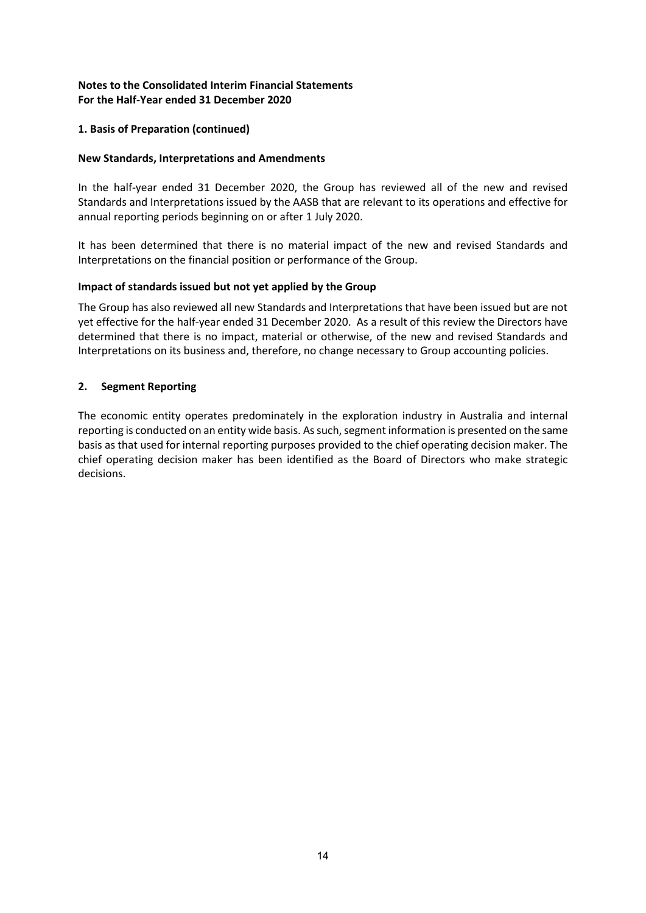**Notes to the Consolidated Interim Financial Statements**
**For the Half-Year ended 31 December 2020**

## 1. Basis of Preparation (continued)

### New Standards, Interpretations and Amendments

In the half-year ended 31 December 2020, the Group has reviewed all of the new and revised Standards and Interpretations issued by the AASB that are relevant to its operations and effective for annual reporting periods beginning on or after 1 July 2020.

It has been determined that there is no material impact of the new and revised Standards and Interpretations on the financial position or performance of the Group.

### Impact of standards issued but not yet applied by the Group

The Group has also reviewed all new Standards and Interpretations that have been issued but are not yet effective for the half-year ended 31 December 2020. As a result of this review the Directors have determined that there is no impact, material or otherwise, of the new and revised Standards and Interpretations on its business and, therefore, no change necessary to Group accounting policies.

## 2. Segment Reporting

The economic entity operates predominately in the exploration industry in Australia and internal reporting is conducted on an entity wide basis. As such, segment information is presented on the same basis as that used for internal reporting purposes provided to the chief operating decision maker. The chief operating decision maker has been identified as the Board of Directors who make strategic decisions.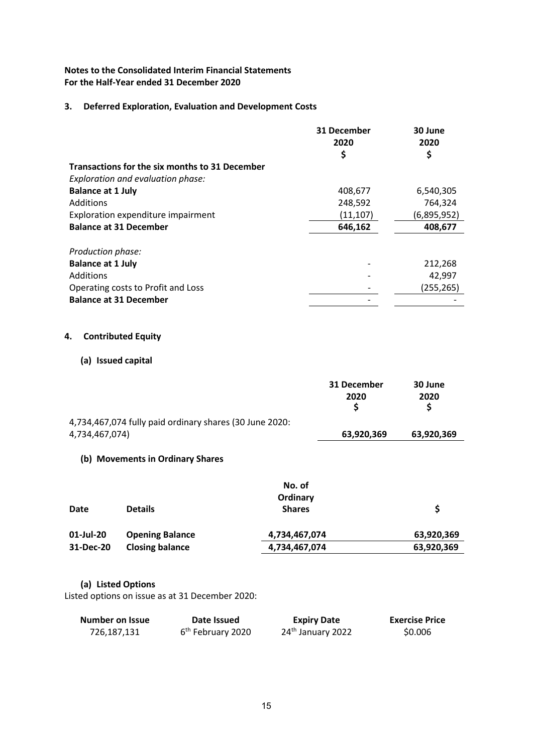**Notes to the Consolidated Interim Financial Statements**
**For the Half-Year ended 31 December 2020**

## 3. Deferred Exploration, Evaluation and Development Costs

| | 31 December 2020 $ | 30 June 2020 $ |
|---|---|---|
| **Transactions for the six months to 31 December** | | |
| *Exploration and evaluation phase:* | | |
| **Balance at 1 July** | 408,677 | 6,540,305 |
| Additions | 248,592 | 764,324 |
| Exploration expenditure impairment | (11,107) | (6,895,952) |
| **Balance at 31 December** | **646,162** | **408,677** |
| | | |
| *Production phase:* | | |
| **Balance at 1 July** | - | 212,268 |
| Additions | - | 42,997 |
| Operating costs to Profit and Loss | - | (255,265) |
| **Balance at 31 December** | - | - |

## 4. Contributed Equity

### (a) Issued capital

| | 31 December 2020 $ | 30 June 2020 $ |
|---|---|---|
| 4,734,467,074 fully paid ordinary shares (30 June 2020: 4,734,467,074) | **63,920,369** | **63,920,369** |

### (b) Movements in Ordinary Shares

| Date | Details | No. of Ordinary Shares | $ |
|---|---|---|---|
| **01-Jul-20** | **Opening Balance** | **4,734,467,074** | **63,920,369** |
| **31-Dec-20** | **Closing balance** | **4,734,467,074** | **63,920,369** |

### (a) Listed Options

Listed options on issue as at 31 December 2020:

| Number on Issue | Date Issued | Expiry Date | Exercise Price |
|---|---|---|---|
| 726,187,131 | 6th February 2020 | 24th January 2022 | $0.006 |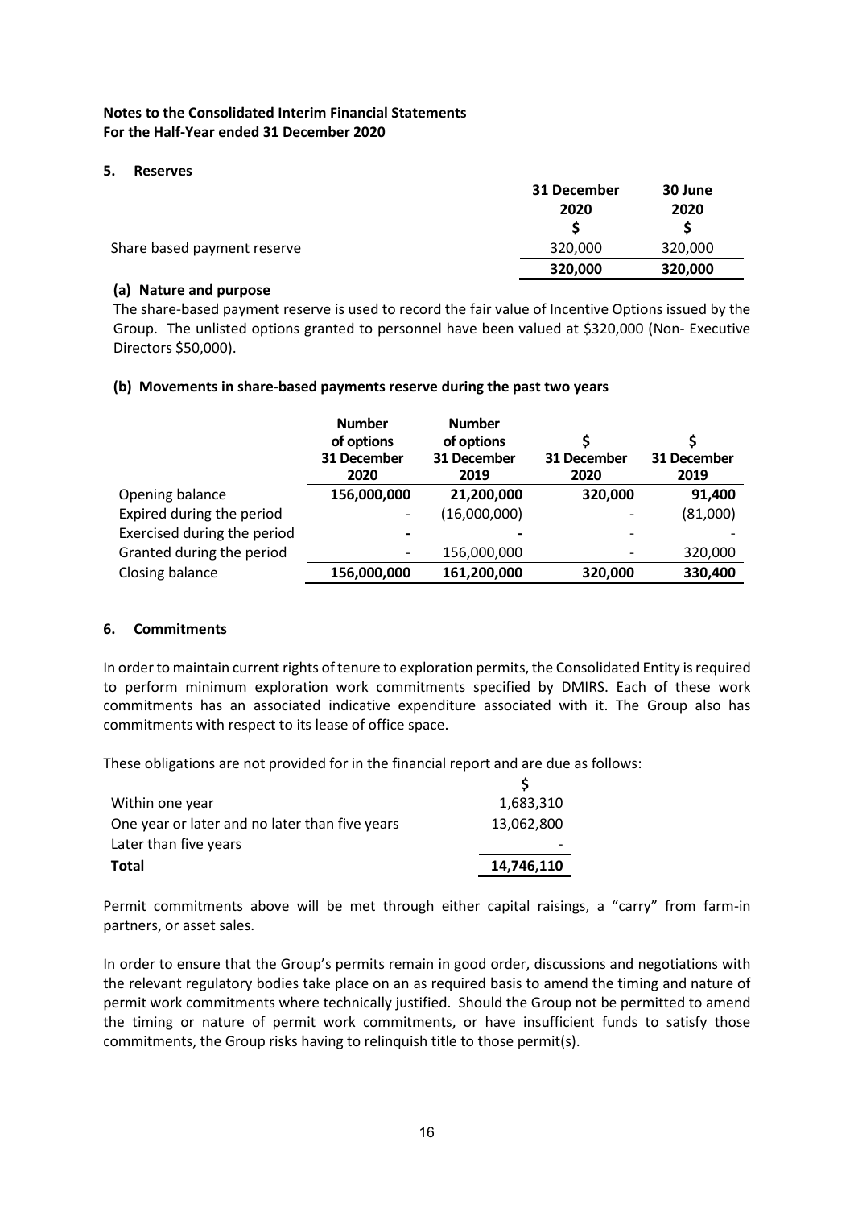**Notes to the Consolidated Interim Financial Statements**
**For the Half-Year ended 31 December 2020**

### 5. Reserves

| | 31 December 2020 | 30 June 2020 |
|---|---|---|
| | $ | $ |
| Share based payment reserve | 320,000 | 320,000 |
| | **320,000** | **320,000** |

#### (a) Nature and purpose

The share-based payment reserve is used to record the fair value of Incentive Options issued by the Group. The unlisted options granted to personnel have been valued at $320,000 (Non- Executive Directors $50,000).

#### (b) Movements in share-based payments reserve during the past two years

| | Number of options 31 December 2020 | Number of options 31 December 2019 | $ 31 December 2020 | $ 31 December 2019 |
|---|---|---|---|---|
| Opening balance | **156,000,000** | **21,200,000** | **320,000** | **91,400** |
| Expired during the period | - | (16,000,000) | - | (81,000) |
| Exercised during the period | - | - | - | - |
| Granted during the period | - | 156,000,000 | - | 320,000 |
| Closing balance | **156,000,000** | **161,200,000** | **320,000** | **330,400** |

### 6. Commitments

In order to maintain current rights of tenure to exploration permits, the Consolidated Entity is required to perform minimum exploration work commitments specified by DMIRS. Each of these work commitments has an associated indicative expenditure associated with it. The Group also has commitments with respect to its lease of office space.

These obligations are not provided for in the financial report and are due as follows:

| | $ |
|---|---|
| Within one year | 1,683,310 |
| One year or later and no later than five years | 13,062,800 |
| Later than five years | - |
| **Total** | **14,746,110** |

Permit commitments above will be met through either capital raisings, a "carry" from farm-in partners, or asset sales.

In order to ensure that the Group's permits remain in good order, discussions and negotiations with the relevant regulatory bodies take place on an as required basis to amend the timing and nature of permit work commitments where technically justified. Should the Group not be permitted to amend the timing or nature of permit work commitments, or have insufficient funds to satisfy those commitments, the Group risks having to relinquish title to those permit(s).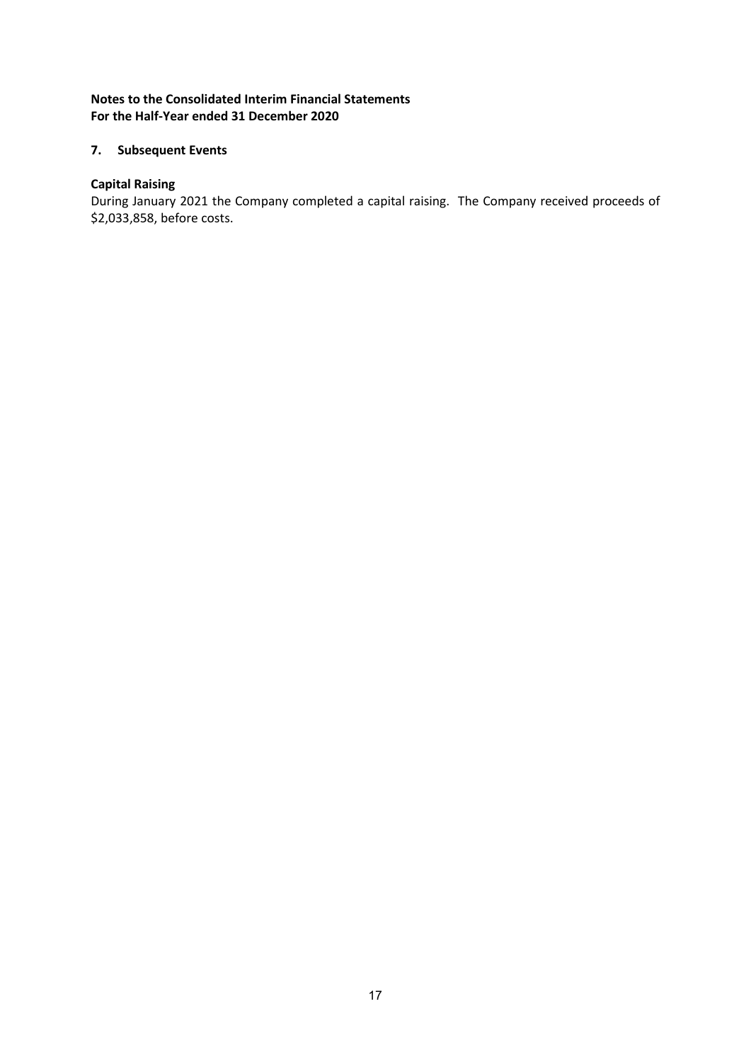**Notes to the Consolidated Interim Financial Statements**
**For the Half-Year ended 31 December 2020**

## 7. Subsequent Events

**Capital Raising**

During January 2021 the Company completed a capital raising. The Company received proceeds of $2,033,858, before costs.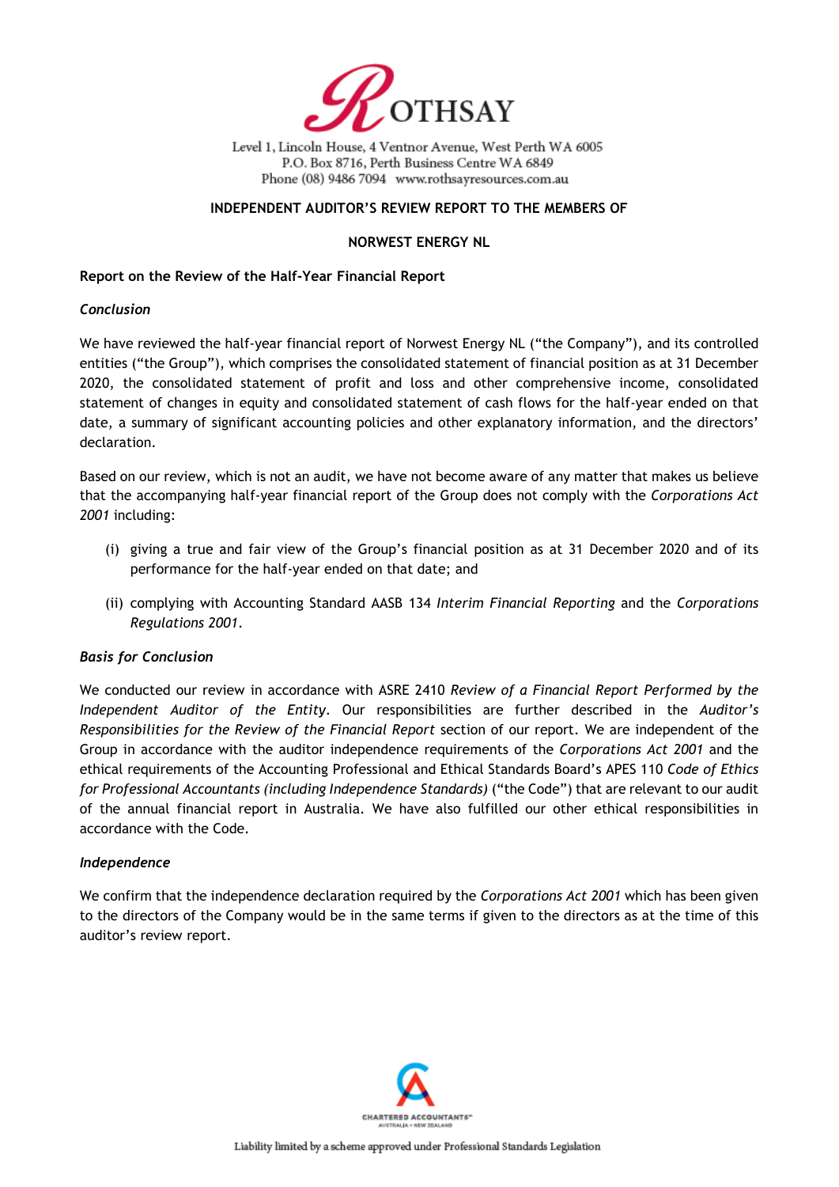ROTHSAY

Level 1, Lincoln House, 4 Ventnor Avenue, West Perth WA 6005
P.O. Box 8716, Perth Business Centre WA 6849
Phone (08) 9486 7094 www.rothsayresources.com.au

**INDEPENDENT AUDITOR'S REVIEW REPORT TO THE MEMBERS OF**

**NORWEST ENERGY NL**

**Report on the Review of the Half-Year Financial Report**

***Conclusion***

We have reviewed the half-year financial report of Norwest Energy NL ("the Company"), and its controlled entities ("the Group"), which comprises the consolidated statement of financial position as at 31 December 2020, the consolidated statement of profit and loss and other comprehensive income, consolidated statement of changes in equity and consolidated statement of cash flows for the half-year ended on that date, a summary of significant accounting policies and other explanatory information, and the directors' declaration.

Based on our review, which is not an audit, we have not become aware of any matter that makes us believe that the accompanying half-year financial report of the Group does not comply with the *Corporations Act 2001* including:

(i) giving a true and fair view of the Group's financial position as at 31 December 2020 and of its performance for the half-year ended on that date; and

(ii) complying with Accounting Standard AASB 134 *Interim Financial Reporting* and the *Corporations Regulations 2001*.

***Basis for Conclusion***

We conducted our review in accordance with ASRE 2410 *Review of a Financial Report Performed by the Independent Auditor of the Entity*. Our responsibilities are further described in the *Auditor's Responsibilities for the Review of the Financial Report* section of our report. We are independent of the Group in accordance with the auditor independence requirements of the *Corporations Act 2001* and the ethical requirements of the Accounting Professional and Ethical Standards Board's APES 110 *Code of Ethics for Professional Accountants (including Independence Standards)* ("the Code") that are relevant to our audit of the annual financial report in Australia. We have also fulfilled our other ethical responsibilities in accordance with the Code.

***Independence***

We confirm that the independence declaration required by the *Corporations Act 2001* which has been given to the directors of the Company would be in the same terms if given to the directors as at the time of this auditor's review report.

CHARTERED ACCOUNTANTS AUSTRALIA • NEW ZEALAND

Liability limited by a scheme approved under Professional Standards Legislation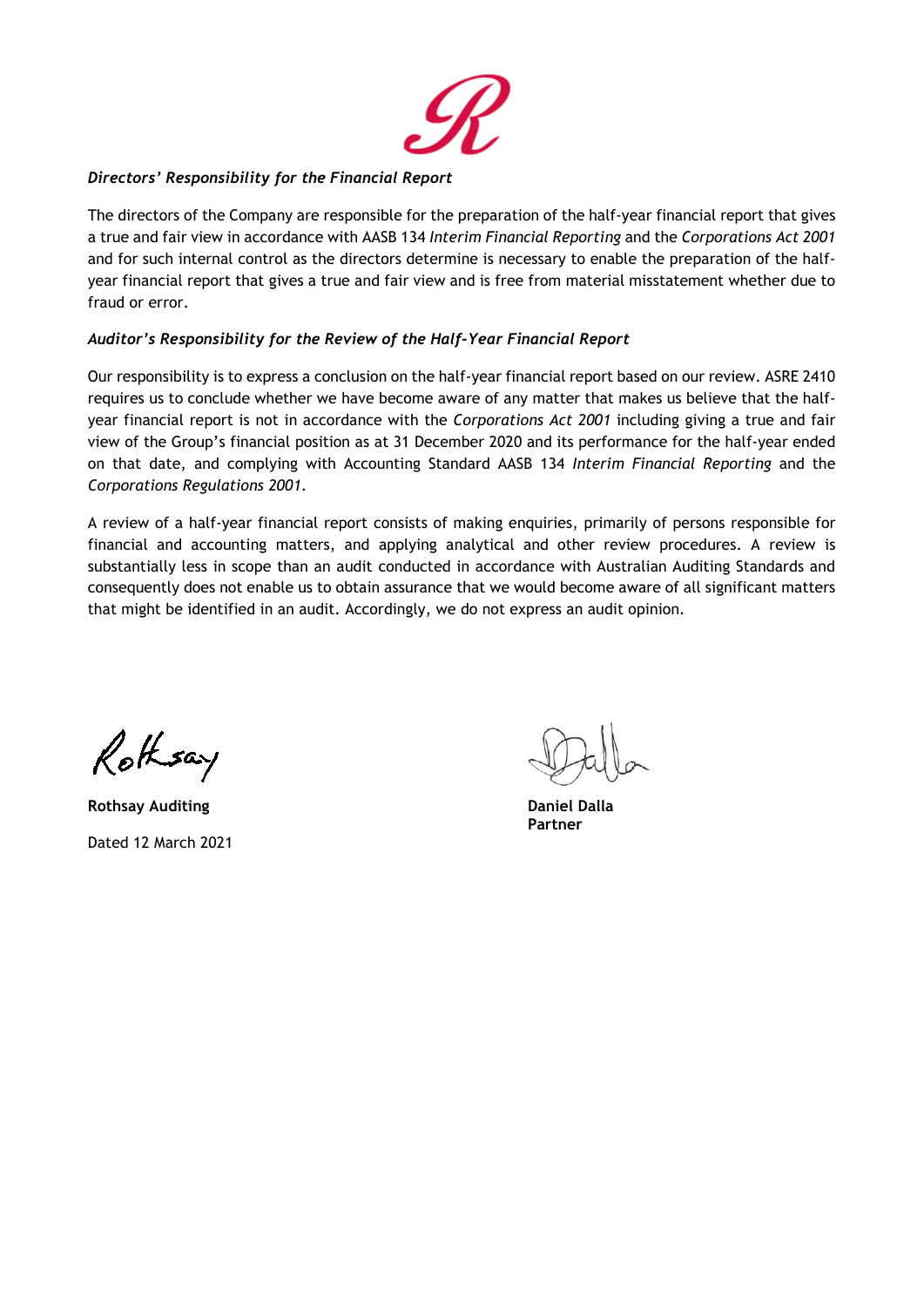### *Directors' Responsibility for the Financial Report*

The directors of the Company are responsible for the preparation of the half-year financial report that gives a true and fair view in accordance with AASB 134 *Interim Financial Reporting* and the *Corporations Act 2001* and for such internal control as the directors determine is necessary to enable the preparation of the half-year financial report that gives a true and fair view and is free from material misstatement whether due to fraud or error.

### *Auditor's Responsibility for the Review of the Half-Year Financial Report*

Our responsibility is to express a conclusion on the half-year financial report based on our review. ASRE 2410 requires us to conclude whether we have become aware of any matter that makes us believe that the half-year financial report is not in accordance with the *Corporations Act 2001* including giving a true and fair view of the Group's financial position as at 31 December 2020 and its performance for the half-year ended on that date, and complying with Accounting Standard AASB 134 *Interim Financial Reporting* and the *Corporations Regulations 2001*.

A review of a half-year financial report consists of making enquiries, primarily of persons responsible for financial and accounting matters, and applying analytical and other review procedures. A review is substantially less in scope than an audit conducted in accordance with Australian Auditing Standards and consequently does not enable us to obtain assurance that we would become aware of all significant matters that might be identified in an audit. Accordingly, we do not express an audit opinion.

**Rothsay Auditing**

Dated 12 March 2021

**Daniel Dalla**
**Partner**